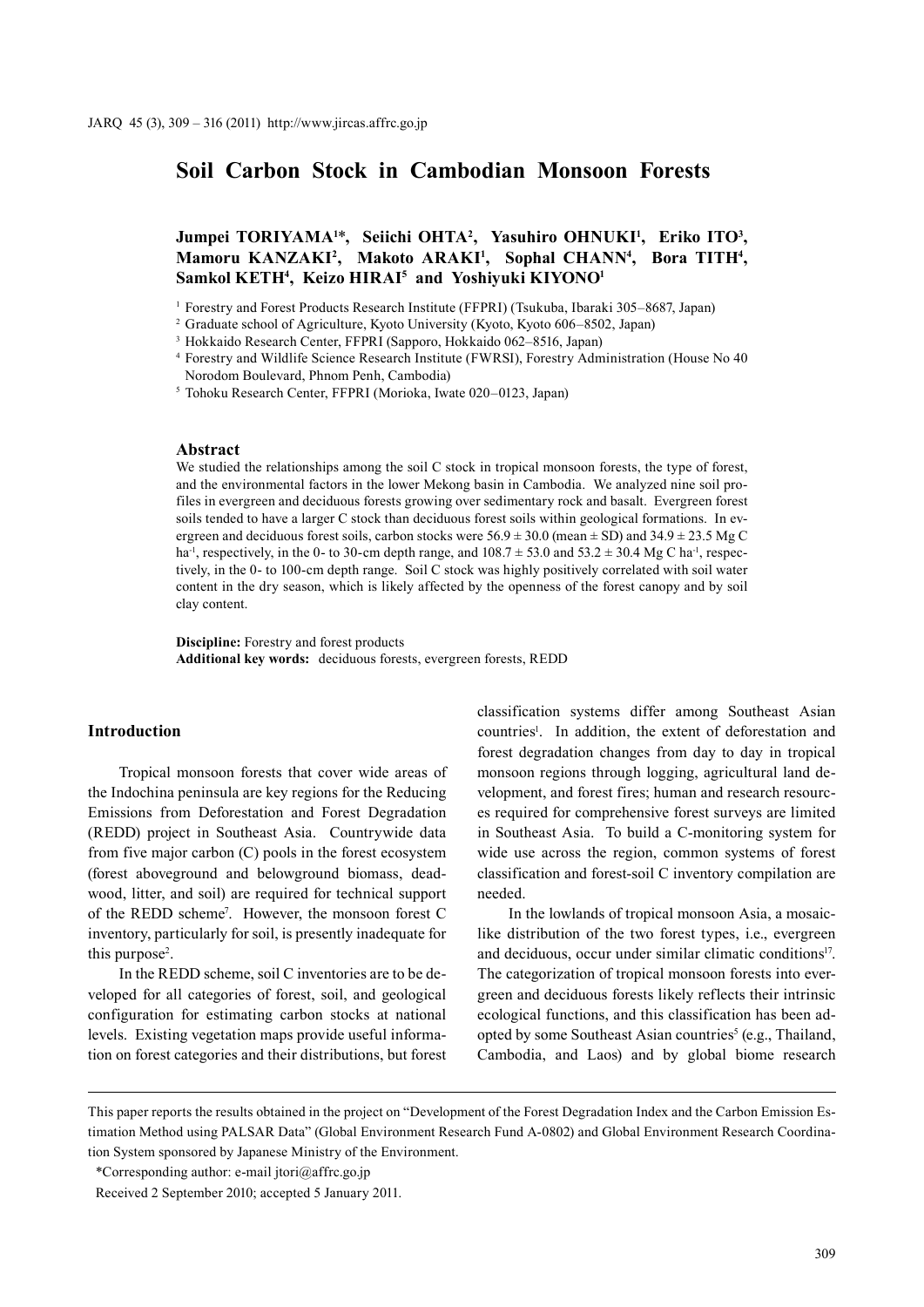# Soil Carbon Stock in Cambodian Monsoon Forests

**Jumpei TORIYAMA[1]\*, Seiichi OHTA[2], Yasuhiro OHNUKI[1], Eriko ITO[3], Mamoru KANZAKI[2], Makoto ARAKI[1], Sophal CHANN[4], Bora TITH[4], Samkol KETH[4], Keizo HIRAI[5] and Yoshiyuki KIYONO[1]**

[1] Forestry and Forest Products Research Institute (FFPRI) (Tsukuba, Ibaraki 305–8687, Japan)

[2] Graduate school of Agriculture, Kyoto University (Kyoto, Kyoto 606–8502, Japan)

[3] Hokkaido Research Center, FFPRI (Sapporo, Hokkaido 062–8516, Japan)

[4] Forestry and Wildlife Science Research Institute (FWRSI), Forestry Administration (House No 40 Norodom Boulevard, Phnom Penh, Cambodia)

[5] Tohoku Research Center, FFPRI (Morioka, Iwate 020–0123, Japan)

## Abstract

We studied the relationships among the soil C stock in tropical monsoon forests, the type of forest, and the environmental factors in the lower Mekong basin in Cambodia. We analyzed nine soil profiles in evergreen and deciduous forests growing over sedimentary rock and basalt. Evergreen forest soils tended to have a larger C stock than deciduous forest soils within geological formations. In evergreen and deciduous forest soils, carbon stocks were 56.9 ± 30.0 (mean ± SD) and 34.9 ± 23.5 Mg C $ha^{-1}$, respectively, in the 0- to 30-cm depth range, and 108.7 ± 53.0 and 53.2 ± 30.4 Mg C $ha^{-1}$, respectively, in the 0- to 100-cm depth range. Soil C stock was highly positively correlated with soil water content in the dry season, which is likely affected by the openness of the forest canopy and by soil clay content.

**Discipline:** Forestry and forest products

**Additional key words:** deciduous forests, evergreen forests, REDD

## Introduction

Tropical monsoon forests that cover wide areas of the Indochina peninsula are key regions for the Reducing Emissions from Deforestation and Forest Degradation (REDD) project in Southeast Asia. Countrywide data from five major carbon (C) pools in the forest ecosystem (forest aboveground and belowground biomass, deadwood, litter, and soil) are required for technical support of the REDD scheme[7]. However, the monsoon forest C inventory, particularly for soil, is presently inadequate for this purpose[2].

In the REDD scheme, soil C inventories are to be developed for all categories of forest, soil, and geological configuration for estimating carbon stocks at national levels. Existing vegetation maps provide useful information on forest categories and their distributions, but forest classification systems differ among Southeast Asian countries[1]. In addition, the extent of deforestation and forest degradation changes from day to day in tropical monsoon regions through logging, agricultural land development, and forest fires; human and research resources required for comprehensive forest surveys are limited in Southeast Asia. To build a C-monitoring system for wide use across the region, common systems of forest classification and forest-soil C inventory compilation are needed.

In the lowlands of tropical monsoon Asia, a mosaic-like distribution of the two forest types, i.e., evergreen and deciduous, occur under similar climatic conditions[17]. The categorization of tropical monsoon forests into evergreen and deciduous forests likely reflects their intrinsic ecological functions, and this classification has been adopted by some Southeast Asian countries[5] (e.g., Thailand, Cambodia, and Laos) and by global biome research

This paper reports the results obtained in the project on "Development of the Forest Degradation Index and the Carbon Emission Estimation Method using PALSAR Data" (Global Environment Research Fund A-0802) and Global Environment Research Coordination System sponsored by Japanese Ministry of the Environment.

\*Corresponding author: e-mail jtori@affrc.go.jp

Received 2 September 2010; accepted 5 January 2011.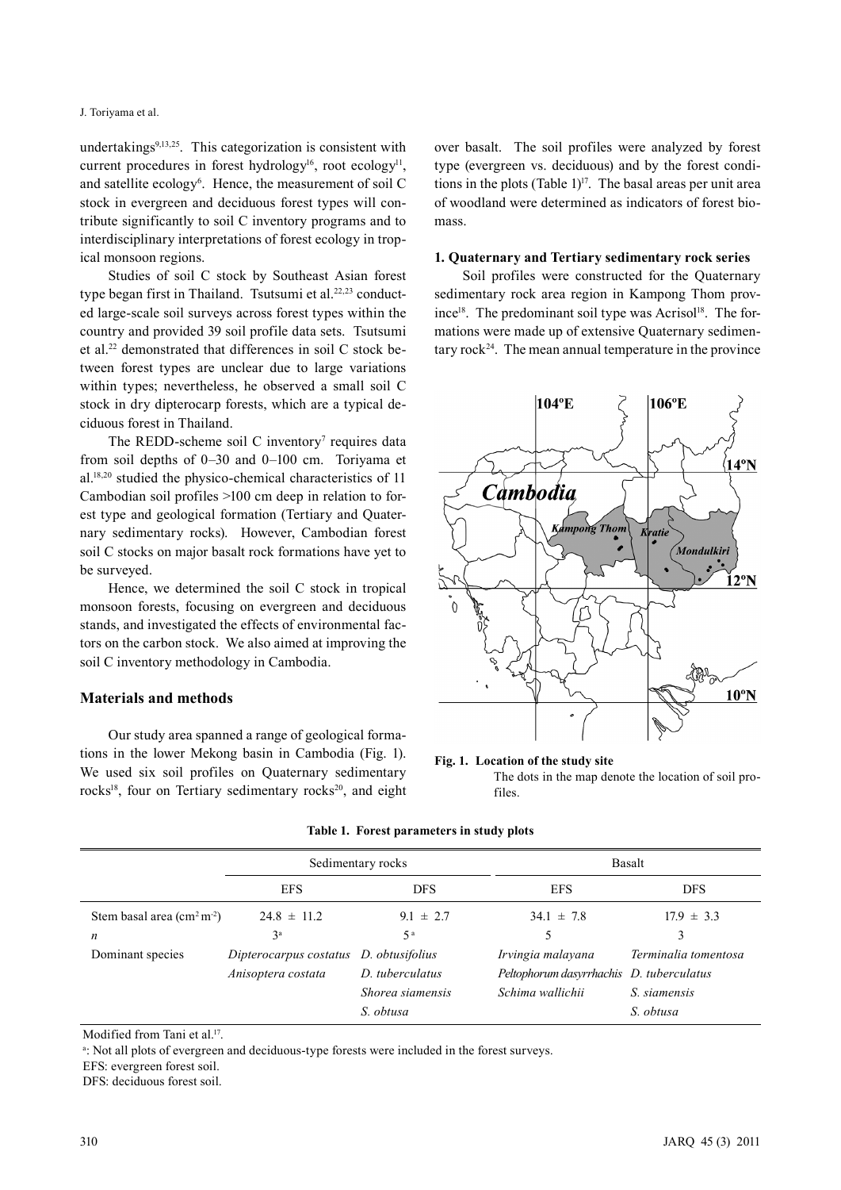undertakings[9,13,25]. This categorization is consistent with current procedures in forest hydrology[16], root ecology[11], and satellite ecology[6]. Hence, the measurement of soil C stock in evergreen and deciduous forest types will contribute significantly to soil C inventory programs and to interdisciplinary interpretations of forest ecology in tropical monsoon regions.

Studies of soil C stock by Southeast Asian forest type began first in Thailand. Tsutsumi et al.[22,23] conducted large-scale soil surveys across forest types within the country and provided 39 soil profile data sets. Tsutsumi et al.[22] demonstrated that differences in soil C stock between forest types are unclear due to large variations within types; nevertheless, he observed a small soil C stock in dry dipterocarp forests, which are a typical deciduous forest in Thailand.

The REDD-scheme soil C inventory[7] requires data from soil depths of 0–30 and 0–100 cm. Toriyama et al.[18,20] studied the physico-chemical characteristics of 11 Cambodian soil profiles >100 cm deep in relation to forest type and geological formation (Tertiary and Quaternary sedimentary rocks). However, Cambodian forest soil C stocks on major basalt rock formations have yet to be surveyed.

Hence, we determined the soil C stock in tropical monsoon forests, focusing on evergreen and deciduous stands, and investigated the effects of environmental factors on the carbon stock. We also aimed at improving the soil C inventory methodology in Cambodia.

## Materials and methods

Our study area spanned a range of geological formations in the lower Mekong basin in Cambodia (Fig. 1). We used six soil profiles on Quaternary sedimentary rocks[18], four on Tertiary sedimentary rocks[20], and eight over basalt. The soil profiles were analyzed by forest type (evergreen vs. deciduous) and by the forest conditions in the plots (Table 1)[17]. The basal areas per unit area of woodland were determined as indicators of forest biomass.

### 1. Quaternary and Tertiary sedimentary rock series

Soil profiles were constructed for the Quaternary sedimentary rock area region in Kampong Thom province[18]. The predominant soil type was Acrisol[18]. The formations were made up of extensive Quaternary sedimentary rock[24]. The mean annual temperature in the province

**Fig. 1. Location of the study site**
The dots in the map denote the location of soil profiles.

**Table 1. Forest parameters in study plots**

| | Sedimentary rocks | | Basalt | |
|---|---|---|---|---|
| | EFS | DFS | EFS | DFS |
| Stem basal area ($cm^2 m^{-2}$) | 24.8 ± 11.2 | 9.1 ± 2.7 | 34.1 ± 7.8 | 17.9 ± 3.3 |
| *n* | 3[a] | 5[a] | 5 | 3 |
| Dominant species | *Dipterocarpus costatus* | *D. obtusifolius* | *Irvingia malayana* | *Terminalia tomentosa* |
| | *Anisoptera costata* | *D. tuberculatus* | *Peltophorum dasyrrhachis* | *D. tuberculatus* |
| | | *Shorea siamensis* | *Schima wallichii* | *S. siamensis* |
| | | *S. obtusa* | | *S. obtusa* |

Modified from Tani et al.[17].
[a]: Not all plots of evergreen and deciduous-type forests were included in the forest surveys.
EFS: evergreen forest soil.
DFS: deciduous forest soil.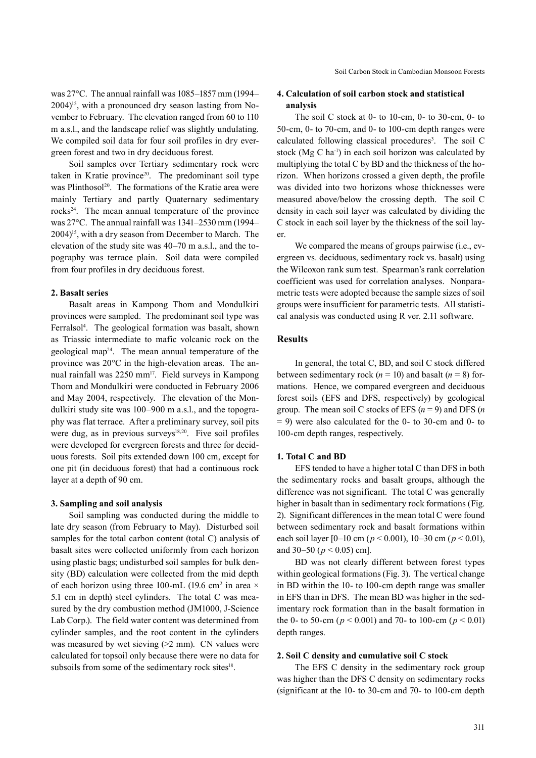was 27°C. The annual rainfall was 1085–1857 mm (1994–2004)[15], with a pronounced dry season lasting from November to February. The elevation ranged from 60 to 110 m a.s.l., and the landscape relief was slightly undulating. We compiled soil data for four soil profiles in dry evergreen forest and two in dry deciduous forest.

Soil samples over Tertiary sedimentary rock were taken in Kratie province[20]. The predominant soil type was Plinthosol[20]. The formations of the Kratie area were mainly Tertiary and partly Quaternary sedimentary rocks[24]. The mean annual temperature of the province was 27°C. The annual rainfall was 1341–2530 mm (1994–2004)[15], with a dry season from December to March. The elevation of the study site was 40–70 m a.s.l., and the topography was terrace plain. Soil data were compiled from four profiles in dry deciduous forest.

### 2. Basalt series

Basalt areas in Kampong Thom and Mondulkiri provinces were sampled. The predominant soil type was Ferralsol[4]. The geological formation was basalt, shown as Triassic intermediate to mafic volcanic rock on the geological map[24]. The mean annual temperature of the province was 20°C in the high-elevation areas. The annual rainfall was 2250 mm[17]. Field surveys in Kampong Thom and Mondulkiri were conducted in February 2006 and May 2004, respectively. The elevation of the Mondulkiri study site was 100–900 m a.s.l., and the topography was flat terrace. After a preliminary survey, soil pits were dug, as in previous surveys[18,20]. Five soil profiles were developed for evergreen forests and three for deciduous forests. Soil pits extended down 100 cm, except for one pit (in deciduous forest) that had a continuous rock layer at a depth of 90 cm.

### 3. Sampling and soil analysis

Soil sampling was conducted during the middle to late dry season (from February to May). Disturbed soil samples for the total carbon content (total C) analysis of basalt sites were collected uniformly from each horizon using plastic bags; undisturbed soil samples for bulk density (BD) calculation were collected from the mid depth of each horizon using three 100-mL (19.6 $cm^2$ in area × 5.1 cm in depth) steel cylinders. The total C was measured by the dry combustion method (JM1000, J-Science Lab Corp.). The field water content was determined from cylinder samples, and the root content in the cylinders was measured by wet sieving (>2 mm). CN values were calculated for topsoil only because there were no data for subsoils from some of the sedimentary rock sites[18].

### 4. Calculation of soil carbon stock and statistical analysis

The soil C stock at 0- to 10-cm, 0- to 30-cm, 0- to 50-cm, 0- to 70-cm, and 0- to 100-cm depth ranges were calculated following classical procedures[3]. The soil C stock (Mg C $ha^{-1}$) in each soil horizon was calculated by multiplying the total C by BD and the thickness of the horizon. When horizons crossed a given depth, the profile was divided into two horizons whose thicknesses were measured above/below the crossing depth. The soil C density in each soil layer was calculated by dividing the C stock in each soil layer by the thickness of the soil layer.

We compared the means of groups pairwise (i.e., evergreen vs. deciduous, sedimentary rock vs. basalt) using the Wilcoxon rank sum test. Spearman's rank correlation coefficient was used for correlation analyses. Nonparametric tests were adopted because the sample sizes of soil groups were insufficient for parametric tests. All statistical analysis was conducted using R ver. 2.11 software.

## Results

In general, the total C, BD, and soil C stock differed between sedimentary rock ($n = 10$) and basalt ($n = 8$) formations. Hence, we compared evergreen and deciduous forest soils (EFS and DFS, respectively) by geological group. The mean soil C stocks of EFS ($n = 9$) and DFS ($n = 9$) were also calculated for the 0- to 30-cm and 0- to 100-cm depth ranges, respectively.

### 1. Total C and BD

EFS tended to have a higher total C than DFS in both the sedimentary rocks and basalt groups, although the difference was not significant. The total C was generally higher in basalt than in sedimentary rock formations (Fig. 2). Significant differences in the mean total C were found between sedimentary rock and basalt formations within each soil layer [0–10 cm ($p < 0.001$), 10–30 cm ($p < 0.01$), and 30–50 ($p < 0.05$) cm].

BD was not clearly different between forest types within geological formations (Fig. 3). The vertical change in BD within the 10- to 100-cm depth range was smaller in EFS than in DFS. The mean BD was higher in the sedimentary rock formation than in the basalt formation in the 0- to 50-cm ($p < 0.001$) and 70- to 100-cm ($p < 0.01$) depth ranges.

### 2. Soil C density and cumulative soil C stock

The EFS C density in the sedimentary rock group was higher than the DFS C density on sedimentary rocks (significant at the 10- to 30-cm and 70- to 100-cm depth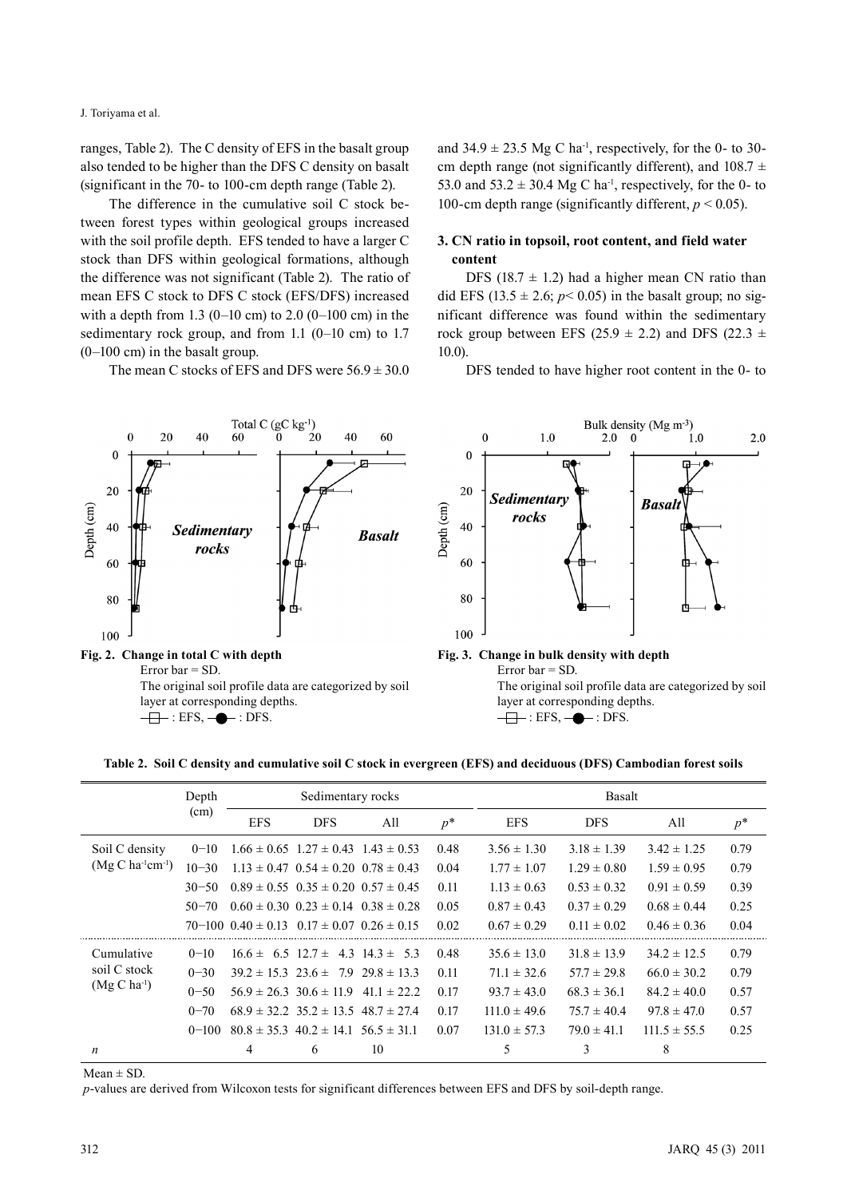ranges, Table 2). The C density of EFS in the basalt group also tended to be higher than the DFS C density on basalt (significant in the 70- to 100-cm depth range (Table 2).

The difference in the cumulative soil C stock between forest types within geological groups increased with the soil profile depth. EFS tended to have a larger C stock than DFS within geological formations, although the difference was not significant (Table 2). The ratio of mean EFS C stock to DFS C stock (EFS/DFS) increased with a depth from 1.3 (0–10 cm) to 2.0 (0–100 cm) in the sedimentary rock group, and from 1.1 (0–10 cm) to 1.7 (0–100 cm) in the basalt group.

The mean C stocks of EFS and DFS were 56.9 ± 30.0 and 34.9 ± 23.5 Mg C ha$^{-1}$, respectively, for the 0- to 30-cm depth range (not significantly different), and 108.7 ± 53.0 and 53.2 ± 30.4 Mg C ha$^{-1}$, respectively, for the 0- to 100-cm depth range (significantly different, $p < 0.05$).

### 3. CN ratio in topsoil, root content, and field water content

DFS (18.7 ± 1.2) had a higher mean CN ratio than did EFS (13.5 ± 2.6; $p < 0.05$) in the basalt group; no significant difference was found within the sedimentary rock group between EFS (25.9 ± 2.2) and DFS (22.3 ± 10.0).

DFS tended to have higher root content in the 0- to

**Fig. 2. Change in total C with depth**
Error bar = SD.
The original soil profile data are categorized by soil layer at corresponding depths.
□ : EFS, ● : DFS.

**Fig. 3. Change in bulk density with depth**
Error bar = SD.
The original soil profile data are categorized by soil layer at corresponding depths.
□ : EFS, ● : DFS.

**Table 2. Soil C density and cumulative soil C stock in evergreen (EFS) and deciduous (DFS) Cambodian forest soils**

| | Depth (cm) | Sedimentary rocks | | | | Basalt | | | |
|---|---|---|---|---|---|---|---|---|---|
| | | EFS | DFS | All | $p$* | EFS | DFS | All | $p$* |
| Soil C density (Mg C ha$^{-1}$cm$^{-1}$) | 0−10 | 1.66 ± 0.65 | 1.27 ± 0.43 | 1.43 ± 0.53 | 0.48 | 3.56 ± 1.30 | 3.18 ± 1.39 | 3.42 ± 1.25 | 0.79 |
| | 10−30 | 1.13 ± 0.47 | 0.54 ± 0.20 | 0.78 ± 0.43 | 0.04 | 1.77 ± 1.07 | 1.29 ± 0.80 | 1.59 ± 0.95 | 0.79 |
| | 30−50 | 0.89 ± 0.55 | 0.35 ± 0.20 | 0.57 ± 0.45 | 0.11 | 1.13 ± 0.63 | 0.53 ± 0.32 | 0.91 ± 0.59 | 0.39 |
| | 50−70 | 0.60 ± 0.30 | 0.23 ± 0.14 | 0.38 ± 0.28 | 0.05 | 0.87 ± 0.43 | 0.37 ± 0.29 | 0.68 ± 0.44 | 0.25 |
| | 70−100 | 0.40 ± 0.13 | 0.17 ± 0.07 | 0.26 ± 0.15 | 0.02 | 0.67 ± 0.29 | 0.11 ± 0.02 | 0.46 ± 0.36 | 0.04 |
| Cumulative soil C stock (Mg C ha$^{-1}$) | 0−10 | 16.6 ± 6.5 | 12.7 ± 4.3 | 14.3 ± 5.3 | 0.48 | 35.6 ± 13.0 | 31.8 ± 13.9 | 34.2 ± 12.5 | 0.79 |
| | 0−30 | 39.2 ± 15.3 | 23.6 ± 7.9 | 29.8 ± 13.3 | 0.11 | 71.1 ± 32.6 | 57.7 ± 29.8 | 66.0 ± 30.2 | 0.79 |
| | 0−50 | 56.9 ± 26.3 | 30.6 ± 11.9 | 41.1 ± 22.2 | 0.17 | 93.7 ± 43.0 | 68.3 ± 36.1 | 84.2 ± 40.0 | 0.57 |
| | 0−70 | 68.9 ± 32.2 | 35.2 ± 13.5 | 48.7 ± 27.4 | 0.17 | 111.0 ± 49.6 | 75.7 ± 40.4 | 97.8 ± 47.0 | 0.57 |
| | 0−100 | 80.8 ± 35.3 | 40.2 ± 14.1 | 56.5 ± 31.1 | 0.07 | 131.0 ± 57.3 | 79.0 ± 41.1 | 111.5 ± 55.5 | 0.25 |
| $n$ | | 4 | 6 | 10 | | 5 | 3 | 8 | |

Mean ± SD.
$p$-values are derived from Wilcoxon tests for significant differences between EFS and DFS by soil-depth range.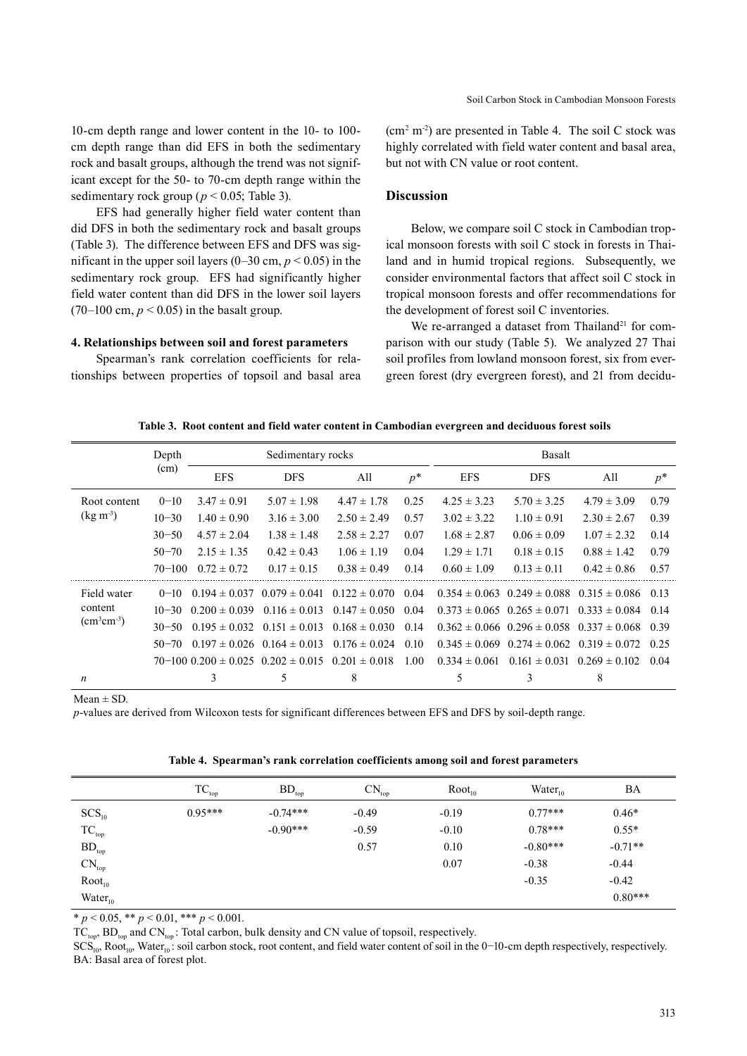10-cm depth range and lower content in the 10- to 100-cm depth range than did EFS in both the sedimentary rock and basalt groups, although the trend was not significant except for the 50- to 70-cm depth range within the sedimentary rock group ($p < 0.05$; Table 3).

EFS had generally higher field water content than did DFS in both the sedimentary rock and basalt groups (Table 3). The difference between EFS and DFS was significant in the upper soil layers (0–30 cm, $p < 0.05$) in the sedimentary rock group. EFS had significantly higher field water content than did DFS in the lower soil layers (70–100 cm, $p < 0.05$) in the basalt group.

### 4. Relationships between soil and forest parameters

Spearman's rank correlation coefficients for relationships between properties of topsoil and basal area ($cm^2$ $m^{-2}$) are presented in Table 4. The soil C stock was highly correlated with field water content and basal area, but not with CN value or root content.

## Discussion

Below, we compare soil C stock in Cambodian tropical monsoon forests with soil C stock in forests in Thailand and in humid tropical regions. Subsequently, we consider environmental factors that affect soil C stock in tropical monsoon forests and offer recommendations for the development of forest soil C inventories.

We re-arranged a dataset from Thailand[21] for comparison with our study (Table 5). We analyzed 27 Thai soil profiles from lowland monsoon forest, six from evergreen forest (dry evergreen forest), and 21 from decidu-

**Table 3. Root content and field water content in Cambodian evergreen and deciduous forest soils**

| | Depth (cm) | Sedimentary rocks | | | | Basalt | | | |
|---|---|---|---|---|---|---|---|---|---|
| | | EFS | DFS | All | $p$* | EFS | DFS | All | $p$* |
| Root content ($kg$ $m^{-3}$) | 0−10 | 3.47 ± 0.91 | 5.07 ± 1.98 | 4.47 ± 1.78 | 0.25 | 4.25 ± 3.23 | 5.70 ± 3.25 | 4.79 ± 3.09 | 0.79 |
| | 10−30 | 1.40 ± 0.90 | 3.16 ± 3.00 | 2.50 ± 2.49 | 0.57 | 3.02 ± 3.22 | 1.10 ± 0.91 | 2.30 ± 2.67 | 0.39 |
| | 30−50 | 4.57 ± 2.04 | 1.38 ± 1.48 | 2.58 ± 2.27 | 0.07 | 1.68 ± 2.87 | 0.06 ± 0.09 | 1.07 ± 2.32 | 0.14 |
| | 50−70 | 2.15 ± 1.35 | 0.42 ± 0.43 | 1.06 ± 1.19 | 0.04 | 1.29 ± 1.71 | 0.18 ± 0.15 | 0.88 ± 1.42 | 0.79 |
| | 70−100 | 0.72 ± 0.72 | 0.17 ± 0.15 | 0.38 ± 0.49 | 0.14 | 0.60 ± 1.09 | 0.13 ± 0.11 | 0.42 ± 0.86 | 0.57 |
| Field water content ($cm^3cm^{-3}$) | 0−10 | 0.194 ± 0.037 | 0.079 ± 0.041 | 0.122 ± 0.070 | 0.04 | 0.354 ± 0.063 | 0.249 ± 0.088 | 0.315 ± 0.086 | 0.13 |
| | 10−30 | 0.200 ± 0.039 | 0.116 ± 0.013 | 0.147 ± 0.050 | 0.04 | 0.373 ± 0.065 | 0.265 ± 0.071 | 0.333 ± 0.084 | 0.14 |
| | 30−50 | 0.195 ± 0.032 | 0.151 ± 0.013 | 0.168 ± 0.030 | 0.14 | 0.362 ± 0.066 | 0.296 ± 0.058 | 0.337 ± 0.068 | 0.39 |
| | 50−70 | 0.197 ± 0.026 | 0.164 ± 0.013 | 0.176 ± 0.024 | 0.10 | 0.345 ± 0.069 | 0.274 ± 0.062 | 0.319 ± 0.072 | 0.25 |
| | 70−100 | 0.200 ± 0.025 | 0.202 ± 0.015 | 0.201 ± 0.018 | 1.00 | 0.334 ± 0.061 | 0.161 ± 0.031 | 0.269 ± 0.102 | 0.04 |
| $n$ | | 3 | 5 | 8 | | 5 | 3 | 8 | |

Mean ± SD.

$p$-values are derived from Wilcoxon tests for significant differences between EFS and DFS by soil-depth range.

**Table 4. Spearman's rank correlation coefficients among soil and forest parameters**

| | $TC_{top}$ | $BD_{top}$ | $CN_{top}$ | $Root_{10}$ | $Water_{10}$ | BA |
|---|---|---|---|---|---|---|
| $SCS_{10}$ | 0.95*** | -0.74*** | -0.49 | -0.19 | 0.77*** | 0.46* |
| $TC_{top}$ | | -0.90*** | -0.59 | -0.10 | 0.78*** | 0.55* |
| $BD_{top}$ | | | 0.57 | 0.10 | -0.80*** | -0.71** |
| $CN_{top}$ | | | | 0.07 | -0.38 | -0.44 |
| $Root_{10}$ | | | | | -0.35 | -0.42 |
| $Water_{10}$ | | | | | | 0.80*** |

* $p < 0.05$, ** $p < 0.01$, *** $p < 0.001$.

$TC_{top}$, $BD_{top}$ and $CN_{top}$ : Total carbon, bulk density and CN value of topsoil, respectively.

$SCS_{10}$, $Root_{10}$, $Water_{10}$ : soil carbon stock, root content, and field water content of soil in the 0−10-cm depth respectively, respectively.

BA: Basal area of forest plot.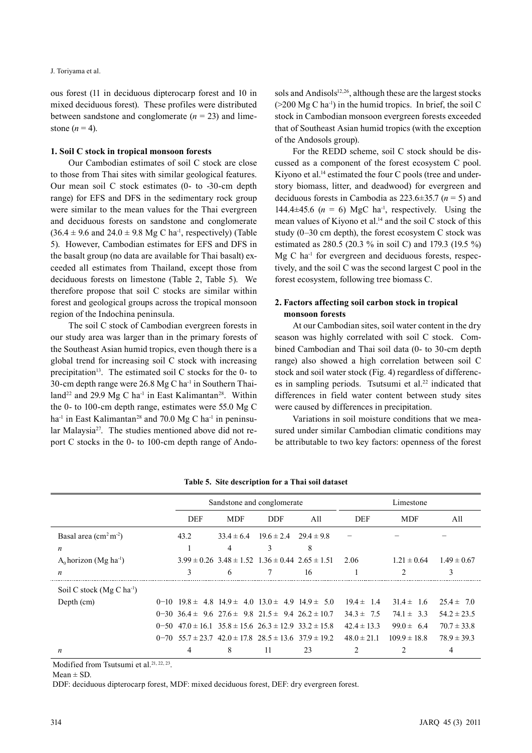ous forest (11 in deciduous dipterocarp forest and 10 in mixed deciduous forest). These profiles were distributed between sandstone and conglomerate ($n$ = 23) and limestone ($n$ = 4).

### 1. Soil C stock in tropical monsoon forests

Our Cambodian estimates of soil C stock are close to those from Thai sites with similar geological features. Our mean soil C stock estimates (0- to -30-cm depth range) for EFS and DFS in the sedimentary rock group were similar to the mean values for the Thai evergreen and deciduous forests on sandstone and conglomerate (36.4 ± 9.6 and 24.0 ± 9.8 Mg C ha$^{-1}$, respectively) (Table 5). However, Cambodian estimates for EFS and DFS in the basalt group (no data are available for Thai basalt) exceeded all estimates from Thailand, except those from deciduous forests on limestone (Table 2, Table 5). We therefore propose that soil C stocks are similar within forest and geological groups across the tropical monsoon region of the Indochina peninsula.

The soil C stock of Cambodian evergreen forests in our study area was larger than in the primary forests of the Southeast Asian humid tropics, even though there is a global trend for increasing soil C stock with increasing precipitation[13]. The estimated soil C stocks for the 0- to 30-cm depth range were 26.8 Mg C ha$^{-1}$ in Southern Thailand[22] and 29.9 Mg C ha$^{-1}$ in East Kalimantan[28]. Within the 0- to 100-cm depth range, estimates were 55.0 Mg C ha$^{-1}$ in East Kalimantan[28] and 70.0 Mg C ha$^{-1}$ in peninsular Malaysia[27]. The studies mentioned above did not report C stocks in the 0- to 100-cm depth range of Andosols and Andisols[12,26], although these are the largest stocks (>200 Mg C ha$^{-1}$) in the humid tropics. In brief, the soil C stock in Cambodian monsoon evergreen forests exceeded that of Southeast Asian humid tropics (with the exception of the Andosols group).

For the REDD scheme, soil C stock should be discussed as a component of the forest ecosystem C pool. Kiyono et al.[14] estimated the four C pools (tree and understory biomass, litter, and deadwood) for evergreen and deciduous forests in Cambodia as 223.6±35.7 ($n$ = 5) and 144.4±45.6 ($n$ = 6) MgC ha$^{-1}$, respectively. Using the mean values of Kiyono et al.[14] and the soil C stock of this study (0–30 cm depth), the forest ecosystem C stock was estimated as 280.5 (20.3 % in soil C) and 179.3 (19.5 %) Mg C ha$^{-1}$ for evergreen and deciduous forests, respectively, and the soil C was the second largest C pool in the forest ecosystem, following tree biomass C.

### 2. Factors affecting soil carbon stock in tropical monsoon forests

At our Cambodian sites, soil water content in the dry season was highly correlated with soil C stock. Combined Cambodian and Thai soil data (0- to 30-cm depth range) also showed a high correlation between soil C stock and soil water stock (Fig. 4) regardless of differences in sampling periods. Tsutsumi et al.[22] indicated that differences in field water content between study sites were caused by differences in precipitation.

Variations in soil moisture conditions that we measured under similar Cambodian climatic conditions may be attributable to two key factors: openness of the forest

**Table 5. Site description for a Thai soil dataset**

| | | Sandstone and conglomerate | | | | Limestone | | |
|---|---|---|---|---|---|---|---|---|
| | | DEF | MDF | DDF | All | DEF | MDF | All |
| Basal area (cm$^2$ m$^{-2}$) | | 43.2 | 33.4 ± 6.4 | 19.6 ± 2.4 | 29.4 ± 9.8 | − | − | − |
| $n$ | | 1 | 4 | 3 | 8 | | | |
| $A_0$ horizon (Mg ha$^{-1}$) | | 3.99 ± 0.26 | 3.48 ± 1.52 | 1.36 ± 0.44 | 2.65 ± 1.51 | 2.06 | 1.21 ± 0.64 | 1.49 ± 0.67 |
| $n$ | | 3 | 6 | 7 | 16 | 1 | 2 | 3 |
| Soil C stock (Mg C ha$^{-1}$) | | | | | | | | |
| Depth (cm) | 0−10 | 19.8 ± 4.8 | 14.9 ± 4.0 | 13.0 ± 4.9 | 14.9 ± 5.0 | 19.4 ± 1.4 | 31.4 ± 1.6 | 25.4 ± 7.0 |
| | 0−30 | 36.4 ± 9.6 | 27.6 ± 9.8 | 21.5 ± 9.4 | 26.2 ± 10.7 | 34.3 ± 7.5 | 74.1 ± 3.3 | 54.2 ± 23.5 |
| | 0−50 | 47.0 ± 16.1 | 35.8 ± 15.6 | 26.3 ± 12.9 | 33.2 ± 15.8 | 42.4 ± 13.3 | 99.0 ± 6.4 | 70.7 ± 33.8 |
| | 0−70 | 55.7 ± 23.7 | 42.0 ± 17.8 | 28.5 ± 13.6 | 37.9 ± 19.2 | 48.0 ± 21.1 | 109.9 ± 18.8 | 78.9 ± 39.3 |
| $n$ | | 4 | 8 | 11 | 23 | 2 | 2 | 4 |

Modified from Tsutsumi et al.[21, 22, 23].

Mean ± SD.

DDF: deciduous dipterocarp forest, MDF: mixed deciduous forest, DEF: dry evergreen forest.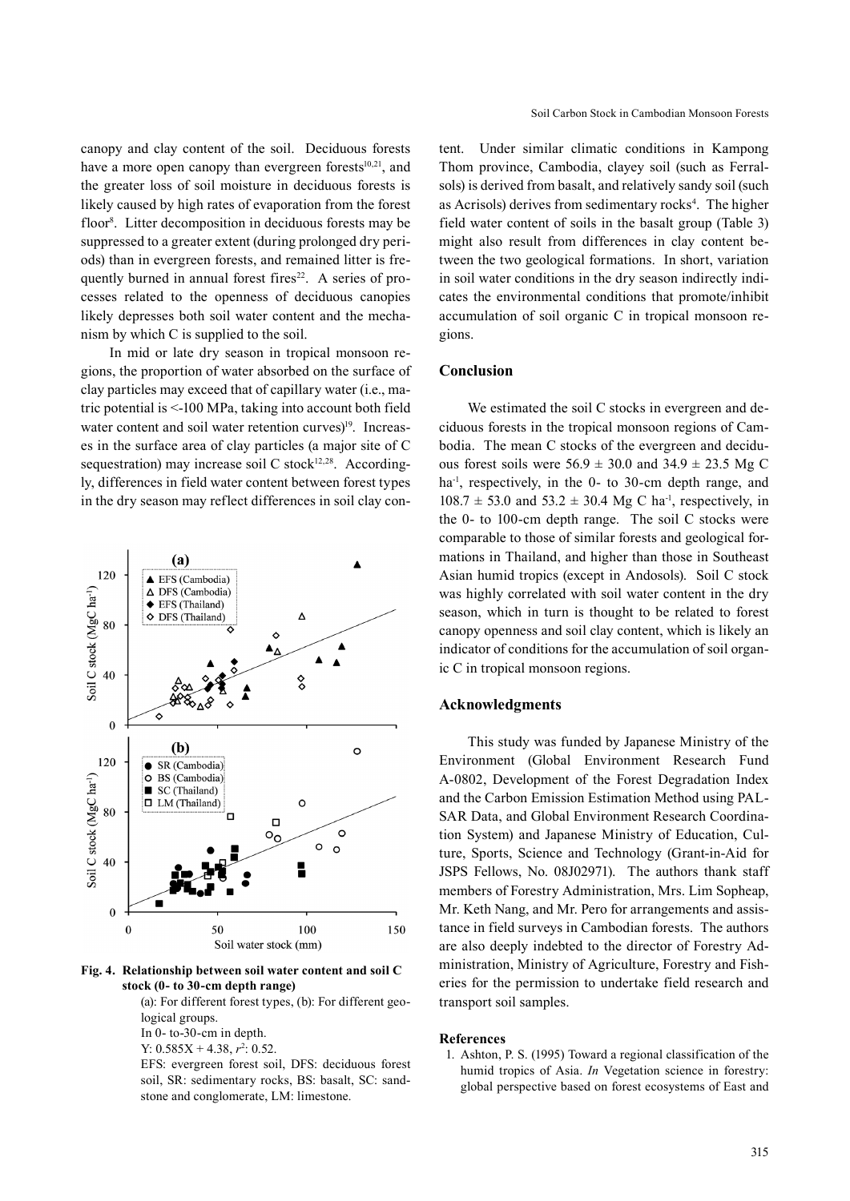canopy and clay content of the soil. Deciduous forests have a more open canopy than evergreen forests[10,21], and the greater loss of soil moisture in deciduous forests is likely caused by high rates of evaporation from the forest floor[8]. Litter decomposition in deciduous forests may be suppressed to a greater extent (during prolonged dry periods) than in evergreen forests, and remained litter is frequently burned in annual forest fires[22]. A series of processes related to the openness of deciduous canopies likely depresses both soil water content and the mechanism by which C is supplied to the soil.

In mid or late dry season in tropical monsoon regions, the proportion of water absorbed on the surface of clay particles may exceed that of capillary water (i.e., matric potential is <-100 MPa, taking into account both field water content and soil water retention curves)[19]. Increases in the surface area of clay particles (a major site of C sequestration) may increase soil C stock[12,28]. Accordingly, differences in field water content between forest types in the dry season may reflect differences in soil clay content. Under similar climatic conditions in Kampong Thom province, Cambodia, clayey soil (such as Ferralsols) is derived from basalt, and relatively sandy soil (such as Acrisols) derives from sedimentary rocks[4]. The higher field water content of soils in the basalt group (Table 3) might also result from differences in clay content between the two geological formations. In short, variation in soil water conditions in the dry season indirectly indicates the environmental conditions that promote/inhibit accumulation of soil organic C in tropical monsoon regions.

**Fig. 4. Relationship between soil water content and soil C stock (0- to 30-cm depth range)**

(a): For different forest types, (b): For different geological groups.
In 0- to-30-cm in depth.
Y: 0.585X + 4.38, $r^2$: 0.52.
EFS: evergreen forest soil, DFS: deciduous forest soil, SR: sedimentary rocks, BS: basalt, SC: sandstone and conglomerate, LM: limestone.

## Conclusion

We estimated the soil C stocks in evergreen and deciduous forests in the tropical monsoon regions of Cambodia. The mean C stocks of the evergreen and deciduous forest soils were 56.9 ± 30.0 and 34.9 ± 23.5 Mg C ha$^{-1}$, respectively, in the 0- to 30-cm depth range, and 108.7 ± 53.0 and 53.2 ± 30.4 Mg C ha$^{-1}$, respectively, in the 0- to 100-cm depth range. The soil C stocks were comparable to those of similar forests and geological formations in Thailand, and higher than those in Southeast Asian humid tropics (except in Andosols). Soil C stock was highly correlated with soil water content in the dry season, which in turn is thought to be related to forest canopy openness and soil clay content, which is likely an indicator of conditions for the accumulation of soil organic C in tropical monsoon regions.

## Acknowledgments

This study was funded by Japanese Ministry of the Environment (Global Environment Research Fund A-0802, Development of the Forest Degradation Index and the Carbon Emission Estimation Method using PALSAR Data, and Global Environment Research Coordination System) and Japanese Ministry of Education, Culture, Sports, Science and Technology (Grant-in-Aid for JSPS Fellows, No. 08J02971). The authors thank staff members of Forestry Administration, Mrs. Lim Sopheap, Mr. Keth Nang, and Mr. Pero for arrangements and assistance in field surveys in Cambodian forests. The authors are also deeply indebted to the director of Forestry Administration, Ministry of Agriculture, Forestry and Fisheries for the permission to undertake field research and transport soil samples.

## References

1. Ashton, P. S. (1995) Toward a regional classification of the humid tropics of Asia. *In* Vegetation science in forestry: global perspective based on forest ecosystems of East and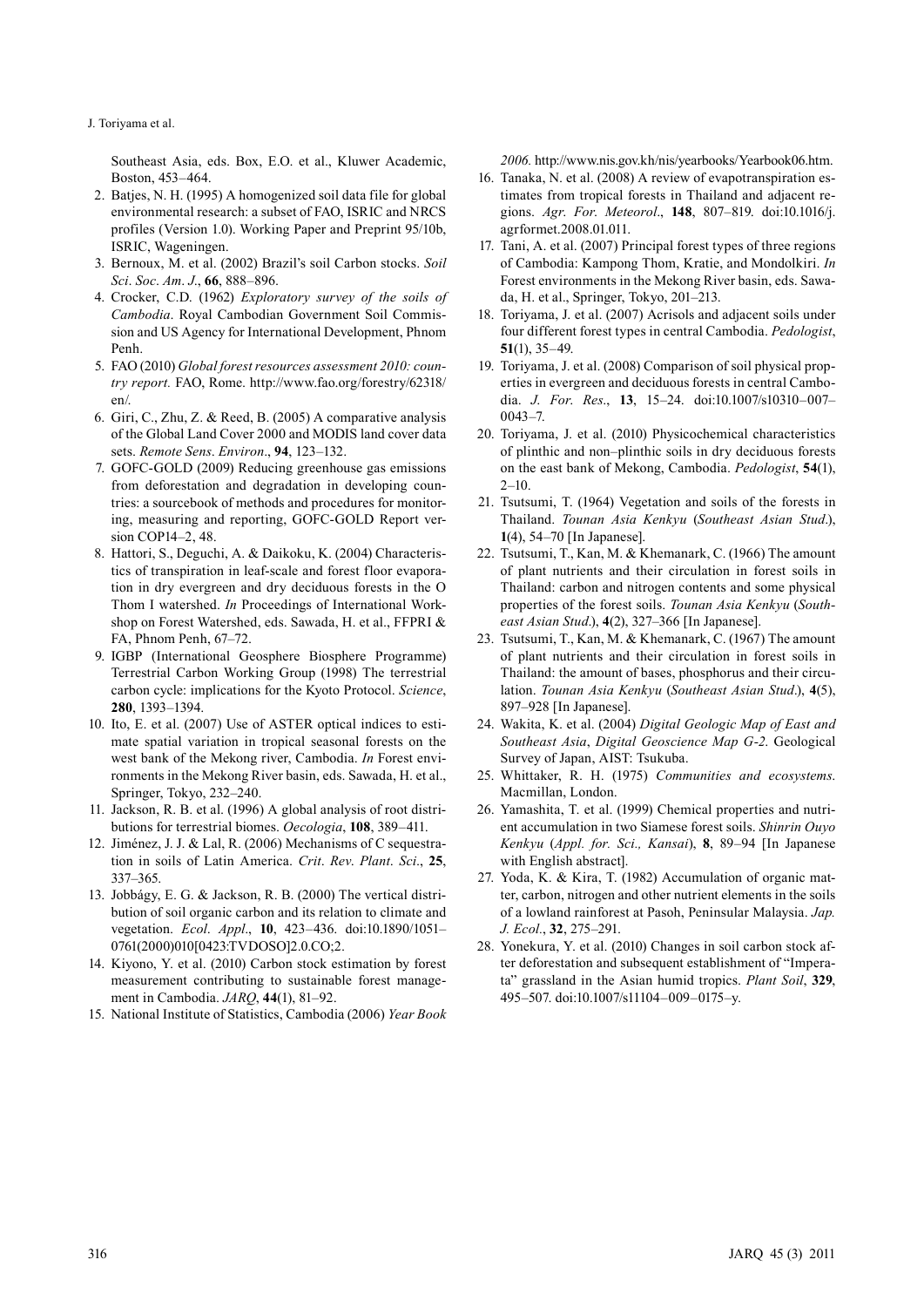Southeast Asia, eds. Box, E.O. et al., Kluwer Academic, Boston, 453–464.

2. Batjes, N. H. (1995) A homogenized soil data file for global environmental research: a subset of FAO, ISRIC and NRCS profiles (Version 1.0). Working Paper and Preprint 95/10b, ISRIC, Wageningen.
3. Bernoux, M. et al. (2002) Brazil's soil Carbon stocks. *Soil Sci. Soc. Am. J.*, **66**, 888–896.
4. Crocker, C.D. (1962) *Exploratory survey of the soils of Cambodia*. Royal Cambodian Government Soil Commission and US Agency for International Development, Phnom Penh.
5. FAO (2010) *Global forest resources assessment 2010: country report.* FAO, Rome. http://www.fao.org/forestry/62318/en/.
6. Giri, C., Zhu, Z. & Reed, B. (2005) A comparative analysis of the Global Land Cover 2000 and MODIS land cover data sets. *Remote Sens. Environ.*, **94**, 123–132.
7. GOFC-GOLD (2009) Reducing greenhouse gas emissions from deforestation and degradation in developing countries: a sourcebook of methods and procedures for monitoring, measuring and reporting, GOFC-GOLD Report version COP14–2, 48.
8. Hattori, S., Deguchi, A. & Daikoku, K. (2004) Characteristics of transpiration in leaf-scale and forest floor evaporation in dry evergreen and dry deciduous forests in the O Thom I watershed. *In* Proceedings of International Workshop on Forest Watershed, eds. Sawada, H. et al., FFPRI & FA, Phnom Penh, 67–72.
9. IGBP (International Geosphere Biosphere Programme) Terrestrial Carbon Working Group (1998) The terrestrial carbon cycle: implications for the Kyoto Protocol. *Science*, **280**, 1393–1394.
10. Ito, E. et al. (2007) Use of ASTER optical indices to estimate spatial variation in tropical seasonal forests on the west bank of the Mekong river, Cambodia. *In* Forest environments in the Mekong River basin, eds. Sawada, H. et al., Springer, Tokyo, 232–240.
11. Jackson, R. B. et al. (1996) A global analysis of root distributions for terrestrial biomes. *Oecologia*, **108**, 389–411.
12. Jiménez, J. J. & Lal, R. (2006) Mechanisms of C sequestration in soils of Latin America. *Crit. Rev. Plant. Sci.*, **25**, 337–365.
13. Jobbágy, E. G. & Jackson, R. B. (2000) The vertical distribution of soil organic carbon and its relation to climate and vegetation. *Ecol. Appl.*, **10**, 423–436. doi:10.1890/1051–0761(2000)010[0423:TVDOSO]2.0.CO;2.
14. Kiyono, Y. et al. (2010) Carbon stock estimation by forest measurement contributing to sustainable forest management in Cambodia. *JARQ*, **44**(1), 81–92.
15. National Institute of Statistics, Cambodia (2006) *Year Book 2006*. http://www.nis.gov.kh/nis/yearbooks/Yearbook06.htm.
16. Tanaka, N. et al. (2008) A review of evapotranspiration estimates from tropical forests in Thailand and adjacent regions. *Agr. For. Meteorol.*, **148**, 807–819. doi:10.1016/j.agrformet.2008.01.011.
17. Tani, A. et al. (2007) Principal forest types of three regions of Cambodia: Kampong Thom, Kratie, and Mondolkiri. *In* Forest environments in the Mekong River basin, eds. Sawada, H. et al., Springer, Tokyo, 201–213.
18. Toriyama, J. et al. (2007) Acrisols and adjacent soils under four different forest types in central Cambodia. *Pedologist*, **51**(1), 35–49.
19. Toriyama, J. et al. (2008) Comparison of soil physical properties in evergreen and deciduous forests in central Cambodia. *J. For. Res.*, **13**, 15–24. doi:10.1007/s10310–007–0043–7.
20. Toriyama, J. et al. (2010) Physicochemical characteristics of plinthic and non–plinthic soils in dry deciduous forests on the east bank of Mekong, Cambodia. *Pedologist*, **54**(1), 2–10.
21. Tsutsumi, T. (1964) Vegetation and soils of the forests in Thailand. *Tounan Asia Kenkyu* (*Southeast Asian Stud.*), **1**(4), 54–70 [In Japanese].
22. Tsutsumi, T., Kan, M. & Khemanark, C. (1966) The amount of plant nutrients and their circulation in forest soils in Thailand: carbon and nitrogen contents and some physical properties of the forest soils. *Tounan Asia Kenkyu* (*Southeast Asian Stud.*), **4**(2), 327–366 [In Japanese].
23. Tsutsumi, T., Kan, M. & Khemanark, C. (1967) The amount of plant nutrients and their circulation in forest soils in Thailand: the amount of bases, phosphorus and their circulation. *Tounan Asia Kenkyu* (*Southeast Asian Stud.*), **4**(5), 897–928 [In Japanese].
24. Wakita, K. et al. (2004) *Digital Geologic Map of East and Southeast Asia*, *Digital Geoscience Map G-2*. Geological Survey of Japan, AIST: Tsukuba.
25. Whittaker, R. H. (1975) *Communities and ecosystems.* Macmillan, London.
26. Yamashita, T. et al. (1999) Chemical properties and nutrient accumulation in two Siamese forest soils. *Shinrin Ouyo Kenkyu* (*Appl. for. Sci., Kansai*), **8**, 89–94 [In Japanese with English abstract].
27. Yoda, K. & Kira, T. (1982) Accumulation of organic matter, carbon, nitrogen and other nutrient elements in the soils of a lowland rainforest at Pasoh, Peninsular Malaysia. *Jap. J. Ecol.*, **32**, 275–291.
28. Yonekura, Y. et al. (2010) Changes in soil carbon stock after deforestation and subsequent establishment of "Imperata" grassland in the Asian humid tropics. *Plant Soil*, **329**, 495–507. doi:10.1007/s11104–009–0175–y.